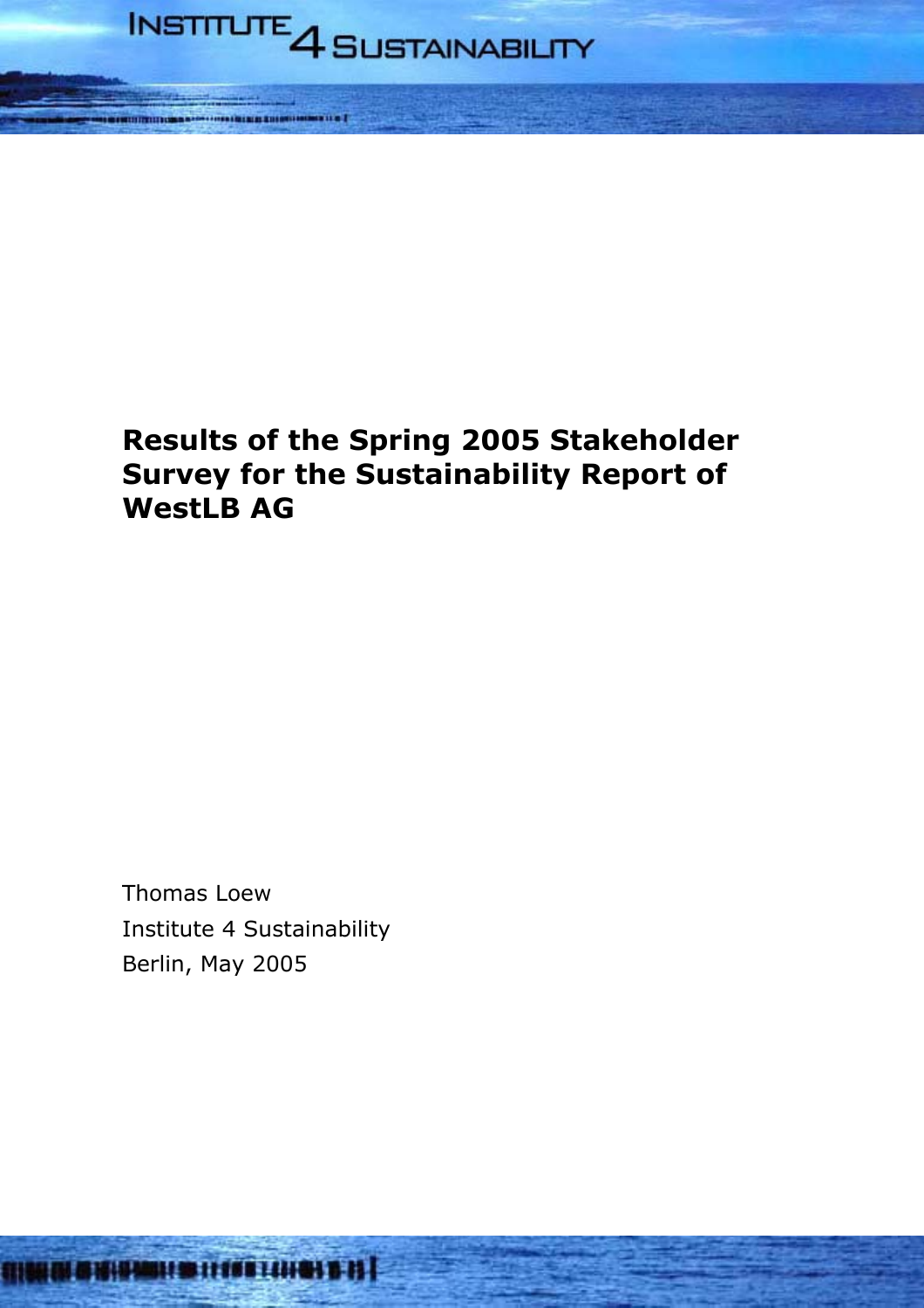# Results of the Spring 2005 Stakeholder Survey for the Sustainability Report of WestLB AG

Thomas Loew

Institute 4 Sustainability

Berlin, May 2005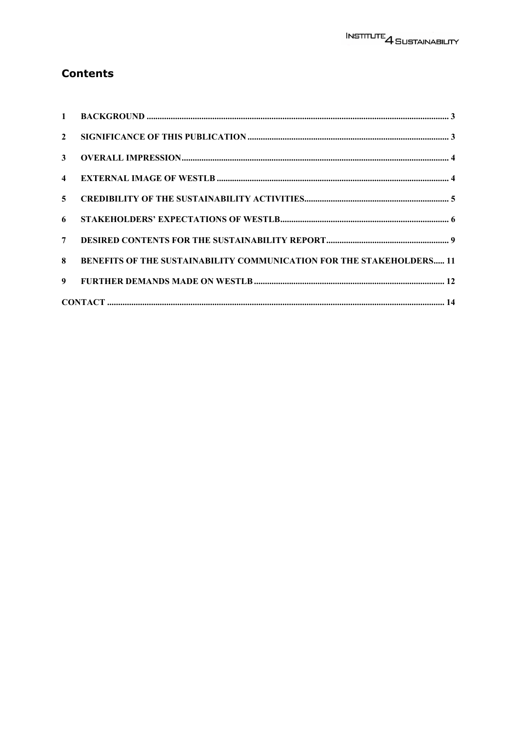## Contents

1 BACKGROUND ..... 3

2 SIGNIFICANCE OF THIS PUBLICATION ..... 3

3 OVERALL IMPRESSION ..... 4

4 EXTERNAL IMAGE OF WESTLB ..... 4

5 CREDIBILITY OF THE SUSTAINABILITY ACTIVITIES ..... 5

6 STAKEHOLDERS' EXPECTATIONS OF WESTLB ..... 6

7 DESIRED CONTENTS FOR THE SUSTAINABILITY REPORT ..... 9

8 BENEFITS OF THE SUSTAINABILITY COMMUNICATION FOR THE STAKEHOLDERS ..... 11

9 FURTHER DEMANDS MADE ON WESTLB ..... 12

CONTACT ..... 14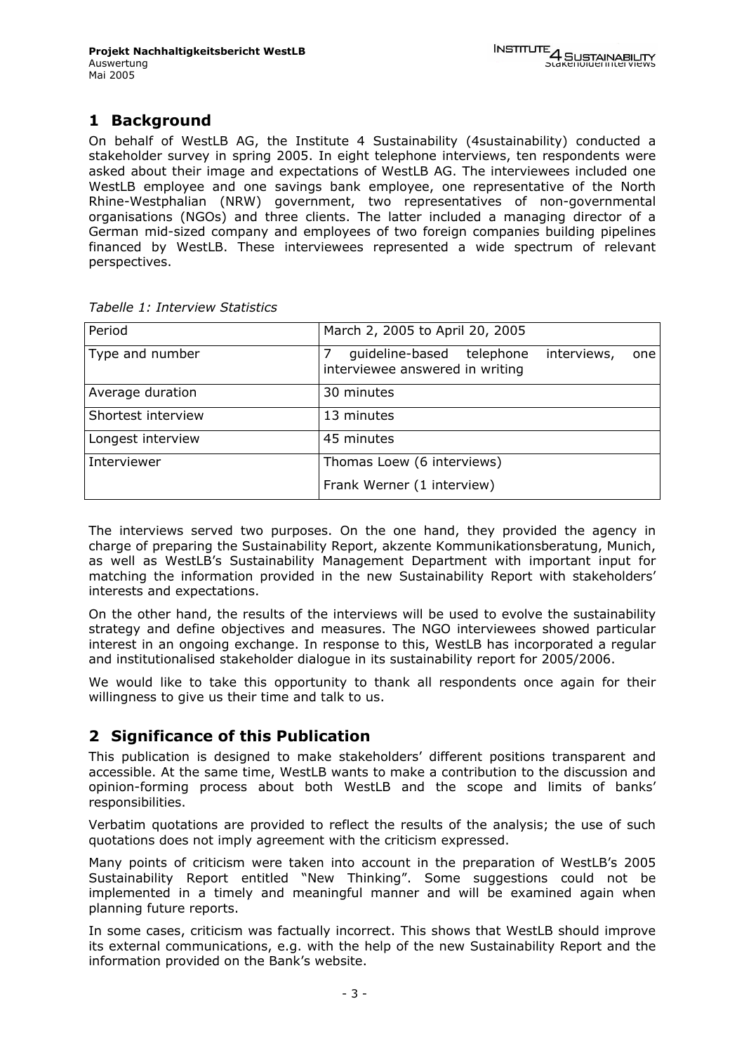## 1 Background

On behalf of WestLB AG, the Institute 4 Sustainability (4sustainability) conducted a stakeholder survey in spring 2005. In eight telephone interviews, ten respondents were asked about their image and expectations of WestLB AG. The interviewees included one WestLB employee and one savings bank employee, one representative of the North Rhine-Westphalian (NRW) government, two representatives of non-governmental organisations (NGOs) and three clients. The latter included a managing director of a German mid-sized company and employees of two foreign companies building pipelines financed by WestLB. These interviewees represented a wide spectrum of relevant perspectives.

*Tabelle 1: Interview Statistics*

| Period | March 2, 2005 to April 20, 2005 |
|---|---|
| Type and number | 7 guideline-based telephone interviews, one interviewee answered in writing |
| Average duration | 30 minutes |
| Shortest interview | 13 minutes |
| Longest interview | 45 minutes |
| Interviewer | Thomas Loew (6 interviews)<br>Frank Werner (1 interview) |

The interviews served two purposes. On the one hand, they provided the agency in charge of preparing the Sustainability Report, akzente Kommunikationsberatung, Munich, as well as WestLB's Sustainability Management Department with important input for matching the information provided in the new Sustainability Report with stakeholders' interests and expectations.

On the other hand, the results of the interviews will be used to evolve the sustainability strategy and define objectives and measures. The NGO interviewees showed particular interest in an ongoing exchange. In response to this, WestLB has incorporated a regular and institutionalised stakeholder dialogue in its sustainability report for 2005/2006.

We would like to take this opportunity to thank all respondents once again for their willingness to give us their time and talk to us.

## 2 Significance of this Publication

This publication is designed to make stakeholders' different positions transparent and accessible. At the same time, WestLB wants to make a contribution to the discussion and opinion-forming process about both WestLB and the scope and limits of banks' responsibilities.

Verbatim quotations are provided to reflect the results of the analysis; the use of such quotations does not imply agreement with the criticism expressed.

Many points of criticism were taken into account in the preparation of WestLB's 2005 Sustainability Report entitled "New Thinking". Some suggestions could not be implemented in a timely and meaningful manner and will be examined again when planning future reports.

In some cases, criticism was factually incorrect. This shows that WestLB should improve its external communications, e.g. with the help of the new Sustainability Report and the information provided on the Bank's website.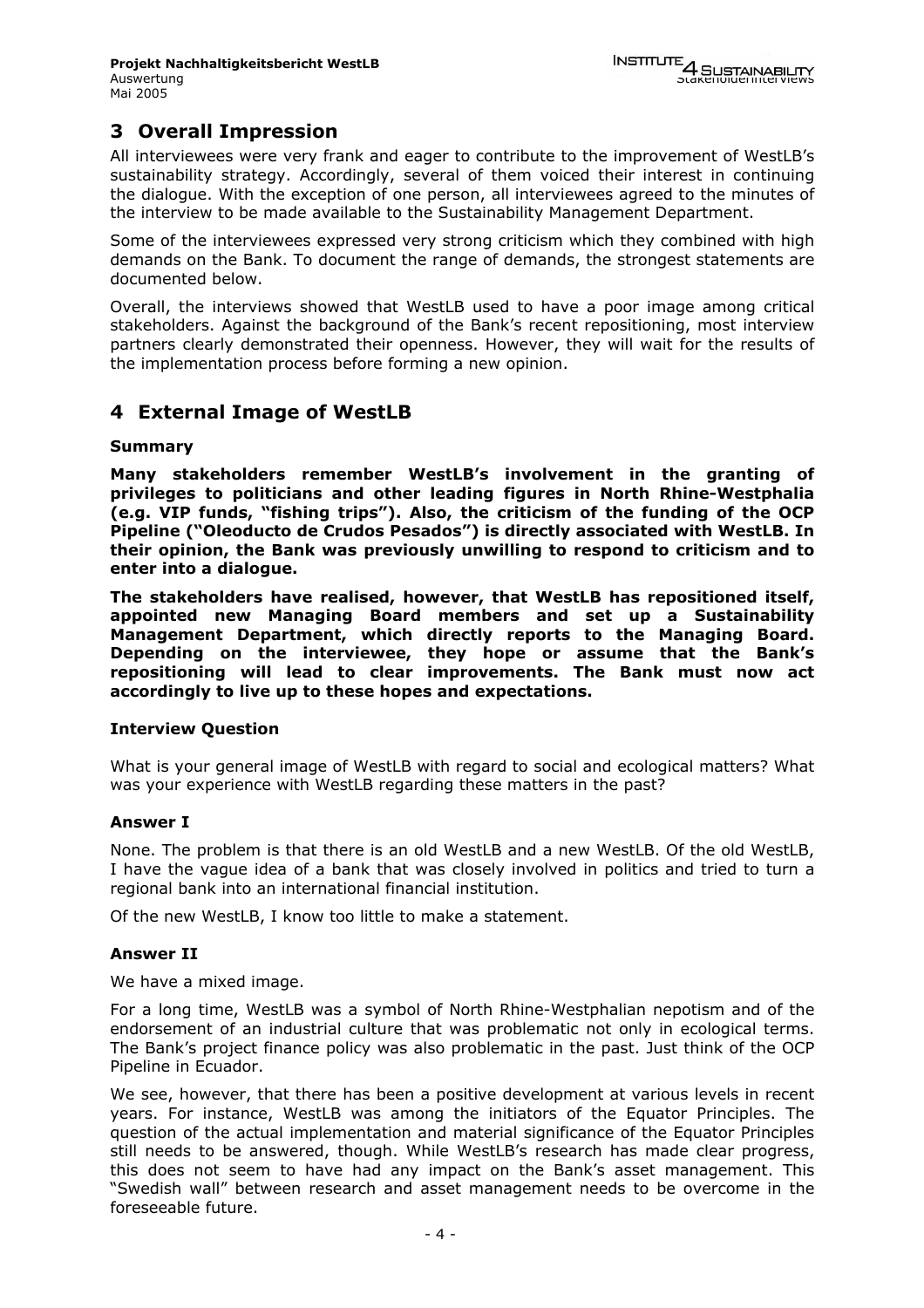## 3 Overall Impression

All interviewees were very frank and eager to contribute to the improvement of WestLB's sustainability strategy. Accordingly, several of them voiced their interest in continuing the dialogue. With the exception of one person, all interviewees agreed to the minutes of the interview to be made available to the Sustainability Management Department.

Some of the interviewees expressed very strong criticism which they combined with high demands on the Bank. To document the range of demands, the strongest statements are documented below.

Overall, the interviews showed that WestLB used to have a poor image among critical stakeholders. Against the background of the Bank's recent repositioning, most interview partners clearly demonstrated their openness. However, they will wait for the results of the implementation process before forming a new opinion.

## 4 External Image of WestLB

#### Summary

**Many stakeholders remember WestLB's involvement in the granting of privileges to politicians and other leading figures in North Rhine-Westphalia (e.g. VIP funds, "fishing trips"). Also, the criticism of the funding of the OCP Pipeline ("Oleoducto de Crudos Pesados") is directly associated with WestLB. In their opinion, the Bank was previously unwilling to respond to criticism and to enter into a dialogue.**

**The stakeholders have realised, however, that WestLB has repositioned itself, appointed new Managing Board members and set up a Sustainability Management Department, which directly reports to the Managing Board. Depending on the interviewee, they hope or assume that the Bank's repositioning will lead to clear improvements. The Bank must now act accordingly to live up to these hopes and expectations.**

#### Interview Question

What is your general image of WestLB with regard to social and ecological matters? What was your experience with WestLB regarding these matters in the past?

#### Answer I

None. The problem is that there is an old WestLB and a new WestLB. Of the old WestLB, I have the vague idea of a bank that was closely involved in politics and tried to turn a regional bank into an international financial institution.

Of the new WestLB, I know too little to make a statement.

#### Answer II

We have a mixed image.

For a long time, WestLB was a symbol of North Rhine-Westphalian nepotism and of the endorsement of an industrial culture that was problematic not only in ecological terms. The Bank's project finance policy was also problematic in the past. Just think of the OCP Pipeline in Ecuador.

We see, however, that there has been a positive development at various levels in recent years. For instance, WestLB was among the initiators of the Equator Principles. The question of the actual implementation and material significance of the Equator Principles still needs to be answered, though. While WestLB's research has made clear progress, this does not seem to have had any impact on the Bank's asset management. This "Swedish wall" between research and asset management needs to be overcome in the foreseeable future.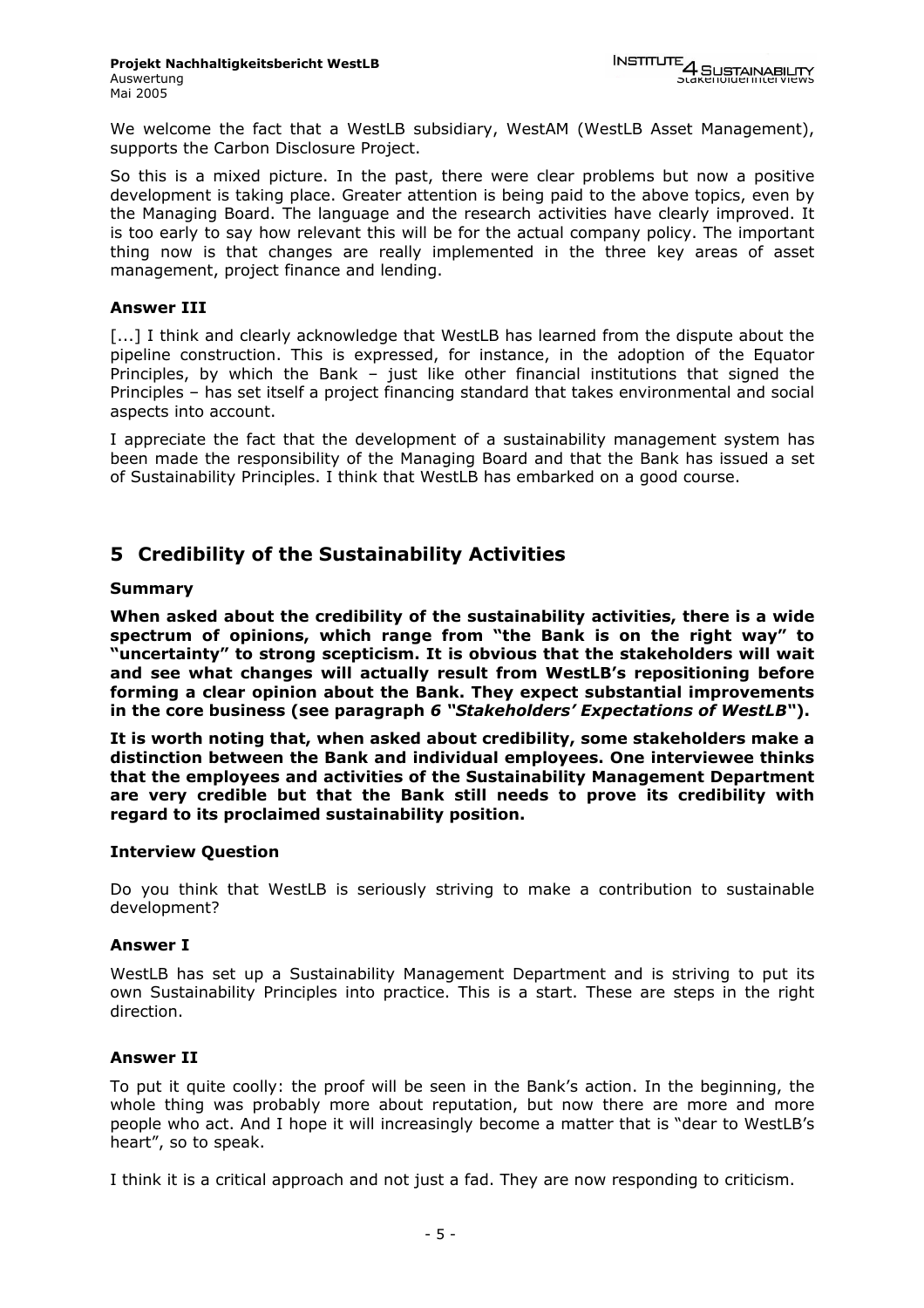We welcome the fact that a WestLB subsidiary, WestAM (WestLB Asset Management), supports the Carbon Disclosure Project.

So this is a mixed picture. In the past, there were clear problems but now a positive development is taking place. Greater attention is being paid to the above topics, even by the Managing Board. The language and the research activities have clearly improved. It is too early to say how relevant this will be for the actual company policy. The important thing now is that changes are really implemented in the three key areas of asset management, project finance and lending.

### Answer III

[...] I think and clearly acknowledge that WestLB has learned from the dispute about the pipeline construction. This is expressed, for instance, in the adoption of the Equator Principles, by which the Bank – just like other financial institutions that signed the Principles – has set itself a project financing standard that takes environmental and social aspects into account.

I appreciate the fact that the development of a sustainability management system has been made the responsibility of the Managing Board and that the Bank has issued a set of Sustainability Principles. I think that WestLB has embarked on a good course.

## 5 Credibility of the Sustainability Activities

### Summary

**When asked about the credibility of the sustainability activities, there is a wide spectrum of opinions, which range from "the Bank is on the right way" to "uncertainty" to strong scepticism. It is obvious that the stakeholders will wait and see what changes will actually result from WestLB's repositioning before forming a clear opinion about the Bank. They expect substantial improvements in the core business (see paragraph *6 "Stakeholders' Expectations of WestLB"*).**

**It is worth noting that, when asked about credibility, some stakeholders make a distinction between the Bank and individual employees. One interviewee thinks that the employees and activities of the Sustainability Management Department are very credible but that the Bank still needs to prove its credibility with regard to its proclaimed sustainability position.**

### Interview Question

Do you think that WestLB is seriously striving to make a contribution to sustainable development?

### Answer I

WestLB has set up a Sustainability Management Department and is striving to put its own Sustainability Principles into practice. This is a start. These are steps in the right direction.

### Answer II

To put it quite coolly: the proof will be seen in the Bank's action. In the beginning, the whole thing was probably more about reputation, but now there are more and more people who act. And I hope it will increasingly become a matter that is "dear to WestLB's heart", so to speak.

I think it is a critical approach and not just a fad. They are now responding to criticism.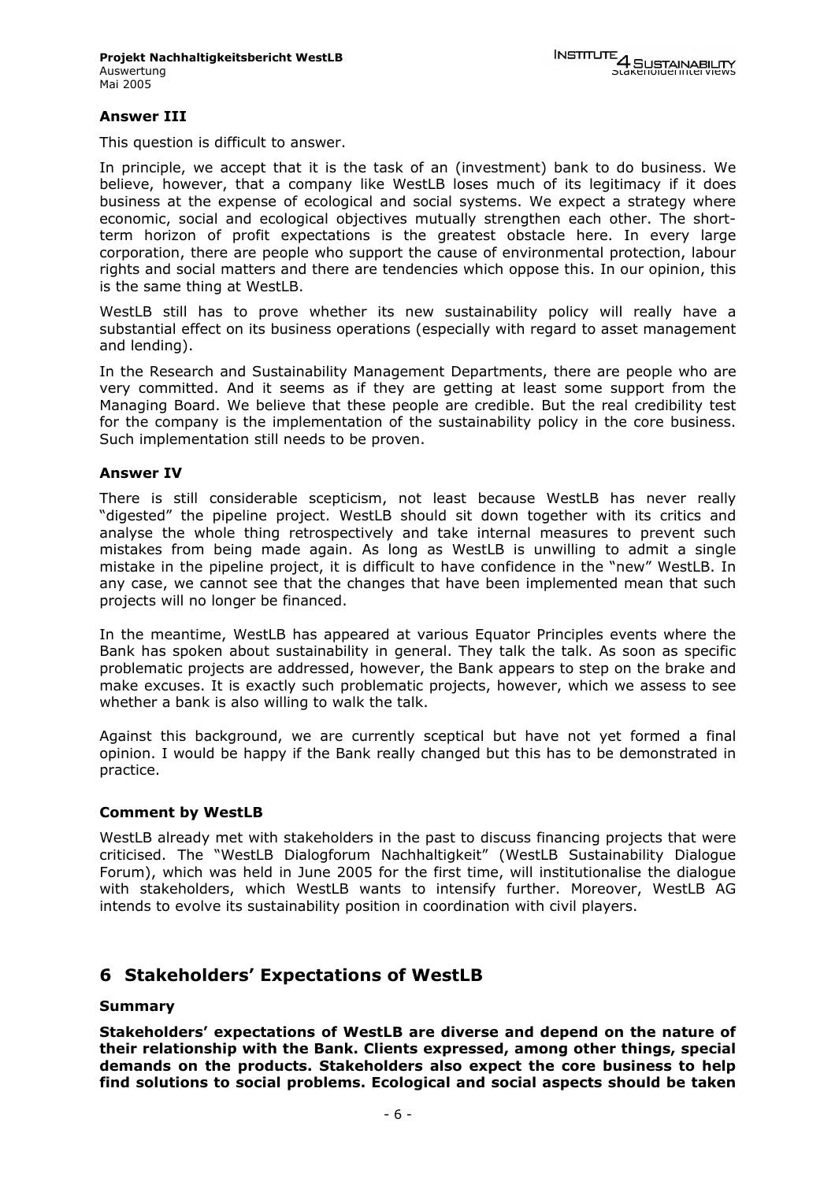**Answer III**

This question is difficult to answer.

In principle, we accept that it is the task of an (investment) bank to do business. We believe, however, that a company like WestLB loses much of its legitimacy if it does business at the expense of ecological and social systems. We expect a strategy where economic, social and ecological objectives mutually strengthen each other. The short-term horizon of profit expectations is the greatest obstacle here. In every large corporation, there are people who support the cause of environmental protection, labour rights and social matters and there are tendencies which oppose this. In our opinion, this is the same thing at WestLB.

WestLB still has to prove whether its new sustainability policy will really have a substantial effect on its business operations (especially with regard to asset management and lending).

In the Research and Sustainability Management Departments, there are people who are very committed. And it seems as if they are getting at least some support from the Managing Board. We believe that these people are credible. But the real credibility test for the company is the implementation of the sustainability policy in the core business. Such implementation still needs to be proven.

**Answer IV**

There is still considerable scepticism, not least because WestLB has never really "digested" the pipeline project. WestLB should sit down together with its critics and analyse the whole thing retrospectively and take internal measures to prevent such mistakes from being made again. As long as WestLB is unwilling to admit a single mistake in the pipeline project, it is difficult to have confidence in the "new" WestLB. In any case, we cannot see that the changes that have been implemented mean that such projects will no longer be financed.

In the meantime, WestLB has appeared at various Equator Principles events where the Bank has spoken about sustainability in general. They talk the talk. As soon as specific problematic projects are addressed, however, the Bank appears to step on the brake and make excuses. It is exactly such problematic projects, however, which we assess to see whether a bank is also willing to walk the talk.

Against this background, we are currently sceptical but have not yet formed a final opinion. I would be happy if the Bank really changed but this has to be demonstrated in practice.

**Comment by WestLB**

WestLB already met with stakeholders in the past to discuss financing projects that were criticised. The "WestLB Dialogforum Nachhaltigkeit" (WestLB Sustainability Dialogue Forum), which was held in June 2005 for the first time, will institutionalise the dialogue with stakeholders, which WestLB wants to intensify further. Moreover, WestLB AG intends to evolve its sustainability position in coordination with civil players.

# 6 Stakeholders' Expectations of WestLB

**Summary**

**Stakeholders' expectations of WestLB are diverse and depend on the nature of their relationship with the Bank. Clients expressed, among other things, special demands on the products. Stakeholders also expect the core business to help find solutions to social problems. Ecological and social aspects should be taken**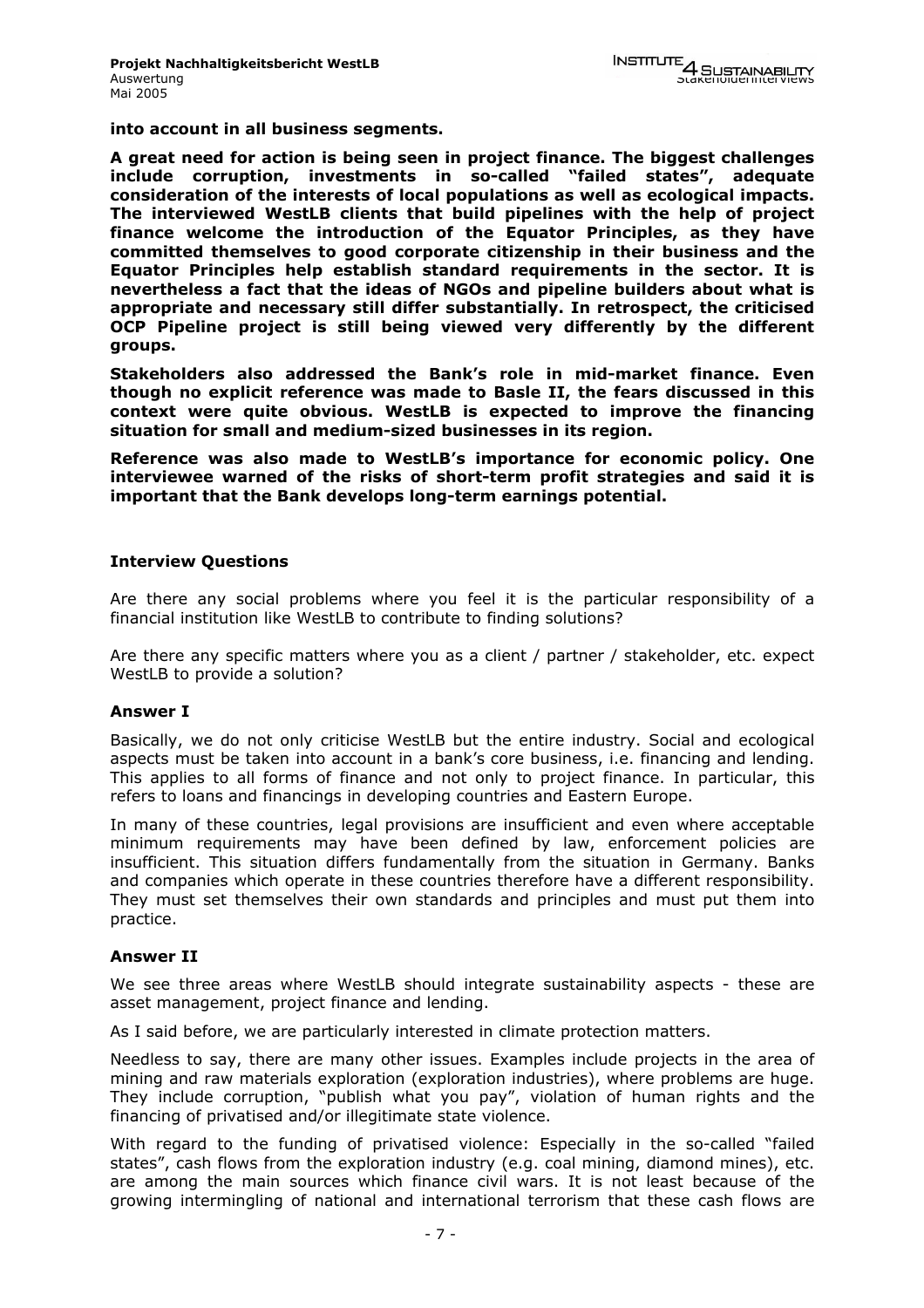**into account in all business segments.**

**A great need for action is being seen in project finance. The biggest challenges include corruption, investments in so-called "failed states", adequate consideration of the interests of local populations as well as ecological impacts. The interviewed WestLB clients that build pipelines with the help of project finance welcome the introduction of the Equator Principles, as they have committed themselves to good corporate citizenship in their business and the Equator Principles help establish standard requirements in the sector. It is nevertheless a fact that the ideas of NGOs and pipeline builders about what is appropriate and necessary still differ substantially. In retrospect, the criticised OCP Pipeline project is still being viewed very differently by the different groups.**

**Stakeholders also addressed the Bank's role in mid-market finance. Even though no explicit reference was made to Basle II, the fears discussed in this context were quite obvious. WestLB is expected to improve the financing situation for small and medium-sized businesses in its region.**

**Reference was also made to WestLB's importance for economic policy. One interviewee warned of the risks of short-term profit strategies and said it is important that the Bank develops long-term earnings potential.**

### Interview Questions

Are there any social problems where you feel it is the particular responsibility of a financial institution like WestLB to contribute to finding solutions?

Are there any specific matters where you as a client / partner / stakeholder, etc. expect WestLB to provide a solution?

### Answer I

Basically, we do not only criticise WestLB but the entire industry. Social and ecological aspects must be taken into account in a bank's core business, i.e. financing and lending. This applies to all forms of finance and not only to project finance. In particular, this refers to loans and financings in developing countries and Eastern Europe.

In many of these countries, legal provisions are insufficient and even where acceptable minimum requirements may have been defined by law, enforcement policies are insufficient. This situation differs fundamentally from the situation in Germany. Banks and companies which operate in these countries therefore have a different responsibility. They must set themselves their own standards and principles and must put them into practice.

### Answer II

We see three areas where WestLB should integrate sustainability aspects - these are asset management, project finance and lending.

As I said before, we are particularly interested in climate protection matters.

Needless to say, there are many other issues. Examples include projects in the area of mining and raw materials exploration (exploration industries), where problems are huge. They include corruption, "publish what you pay", violation of human rights and the financing of privatised and/or illegitimate state violence.

With regard to the funding of privatised violence: Especially in the so-called "failed states", cash flows from the exploration industry (e.g. coal mining, diamond mines), etc. are among the main sources which finance civil wars. It is not least because of the growing intermingling of national and international terrorism that these cash flows are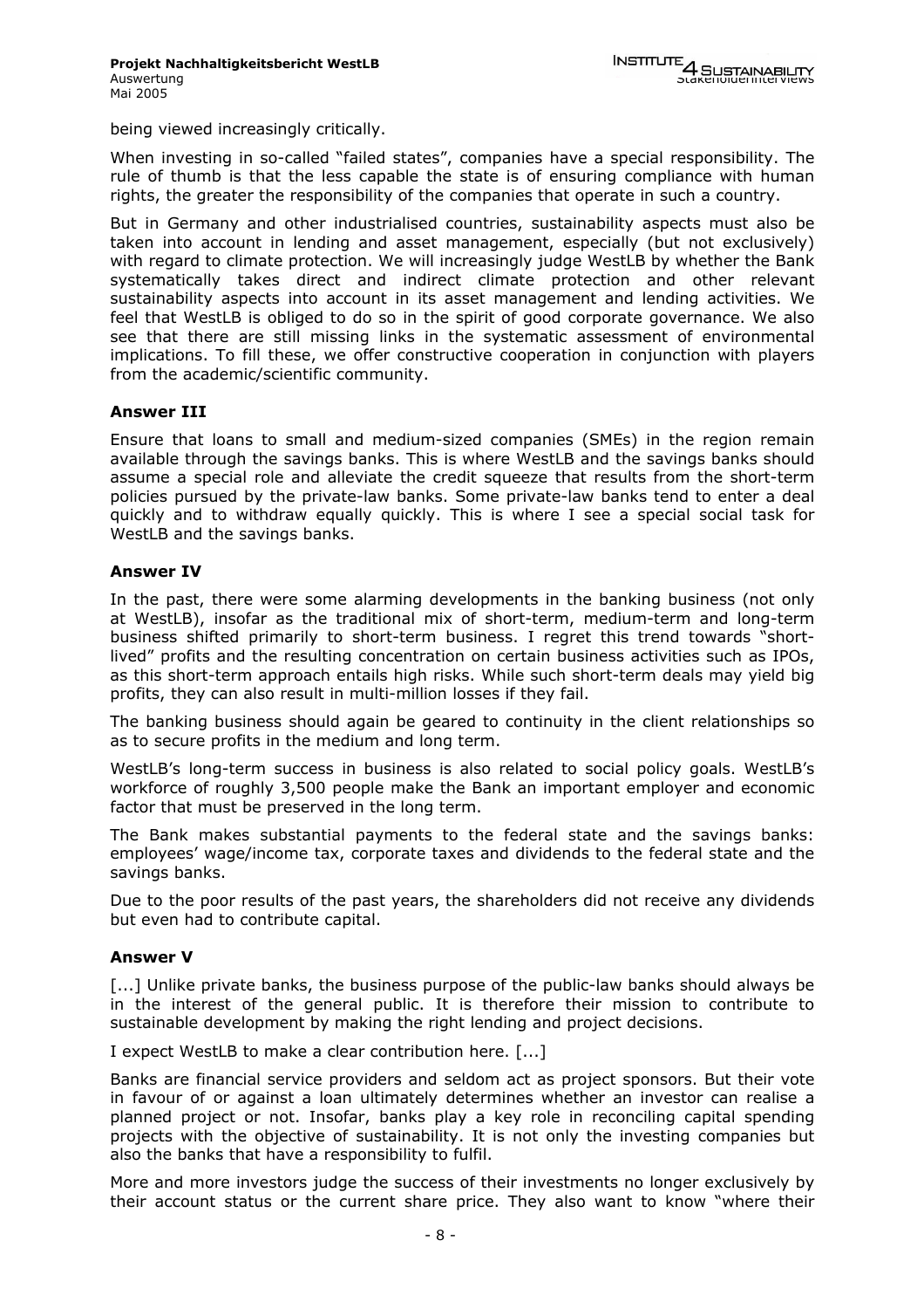being viewed increasingly critically.

When investing in so-called "failed states", companies have a special responsibility. The rule of thumb is that the less capable the state is of ensuring compliance with human rights, the greater the responsibility of the companies that operate in such a country.

But in Germany and other industrialised countries, sustainability aspects must also be taken into account in lending and asset management, especially (but not exclusively) with regard to climate protection. We will increasingly judge WestLB by whether the Bank systematically takes direct and indirect climate protection and other relevant sustainability aspects into account in its asset management and lending activities. We feel that WestLB is obliged to do so in the spirit of good corporate governance. We also see that there are still missing links in the systematic assessment of environmental implications. To fill these, we offer constructive cooperation in conjunction with players from the academic/scientific community.

### Answer III

Ensure that loans to small and medium-sized companies (SMEs) in the region remain available through the savings banks. This is where WestLB and the savings banks should assume a special role and alleviate the credit squeeze that results from the short-term policies pursued by the private-law banks. Some private-law banks tend to enter a deal quickly and to withdraw equally quickly. This is where I see a special social task for WestLB and the savings banks.

### Answer IV

In the past, there were some alarming developments in the banking business (not only at WestLB), insofar as the traditional mix of short-term, medium-term and long-term business shifted primarily to short-term business. I regret this trend towards "short-lived" profits and the resulting concentration on certain business activities such as IPOs, as this short-term approach entails high risks. While such short-term deals may yield big profits, they can also result in multi-million losses if they fail.

The banking business should again be geared to continuity in the client relationships so as to secure profits in the medium and long term.

WestLB's long-term success in business is also related to social policy goals. WestLB's workforce of roughly 3,500 people make the Bank an important employer and economic factor that must be preserved in the long term.

The Bank makes substantial payments to the federal state and the savings banks: employees' wage/income tax, corporate taxes and dividends to the federal state and the savings banks.

Due to the poor results of the past years, the shareholders did not receive any dividends but even had to contribute capital.

### Answer V

[...] Unlike private banks, the business purpose of the public-law banks should always be in the interest of the general public. It is therefore their mission to contribute to sustainable development by making the right lending and project decisions.

I expect WestLB to make a clear contribution here. [...]

Banks are financial service providers and seldom act as project sponsors. But their vote in favour of or against a loan ultimately determines whether an investor can realise a planned project or not. Insofar, banks play a key role in reconciling capital spending projects with the objective of sustainability. It is not only the investing companies but also the banks that have a responsibility to fulfil.

More and more investors judge the success of their investments no longer exclusively by their account status or the current share price. They also want to know "where their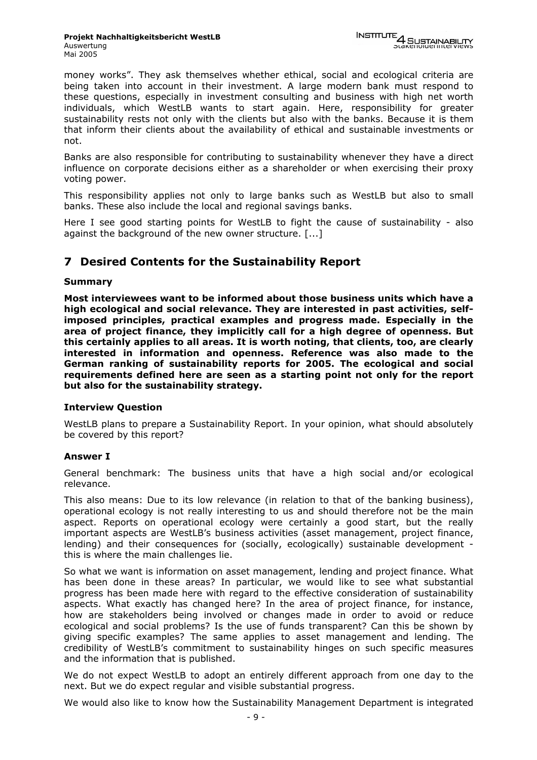money works". They ask themselves whether ethical, social and ecological criteria are being taken into account in their investment. A large modern bank must respond to these questions, especially in investment consulting and business with high net worth individuals, which WestLB wants to start again. Here, responsibility for greater sustainability rests not only with the clients but also with the banks. Because it is them that inform their clients about the availability of ethical and sustainable investments or not.

Banks are also responsible for contributing to sustainability whenever they have a direct influence on corporate decisions either as a shareholder or when exercising their proxy voting power.

This responsibility applies not only to large banks such as WestLB but also to small banks. These also include the local and regional savings banks.

Here I see good starting points for WestLB to fight the cause of sustainability - also against the background of the new owner structure. [...]

## 7 Desired Contents for the Sustainability Report

### Summary

**Most interviewees want to be informed about those business units which have a high ecological and social relevance. They are interested in past activities, self-imposed principles, practical examples and progress made. Especially in the area of project finance, they implicitly call for a high degree of openness. But this certainly applies to all areas. It is worth noting, that clients, too, are clearly interested in information and openness. Reference was also made to the German ranking of sustainability reports for 2005. The ecological and social requirements defined here are seen as a starting point not only for the report but also for the sustainability strategy.**

### Interview Question

WestLB plans to prepare a Sustainability Report. In your opinion, what should absolutely be covered by this report?

### Answer I

General benchmark: The business units that have a high social and/or ecological relevance.

This also means: Due to its low relevance (in relation to that of the banking business), operational ecology is not really interesting to us and should therefore not be the main aspect. Reports on operational ecology were certainly a good start, but the really important aspects are WestLB's business activities (asset management, project finance, lending) and their consequences for (socially, ecologically) sustainable development - this is where the main challenges lie.

So what we want is information on asset management, lending and project finance. What has been done in these areas? In particular, we would like to see what substantial progress has been made here with regard to the effective consideration of sustainability aspects. What exactly has changed here? In the area of project finance, for instance, how are stakeholders being involved or changes made in order to avoid or reduce ecological and social problems? Is the use of funds transparent? Can this be shown by giving specific examples? The same applies to asset management and lending. The credibility of WestLB's commitment to sustainability hinges on such specific measures and the information that is published.

We do not expect WestLB to adopt an entirely different approach from one day to the next. But we do expect regular and visible substantial progress.

We would also like to know how the Sustainability Management Department is integrated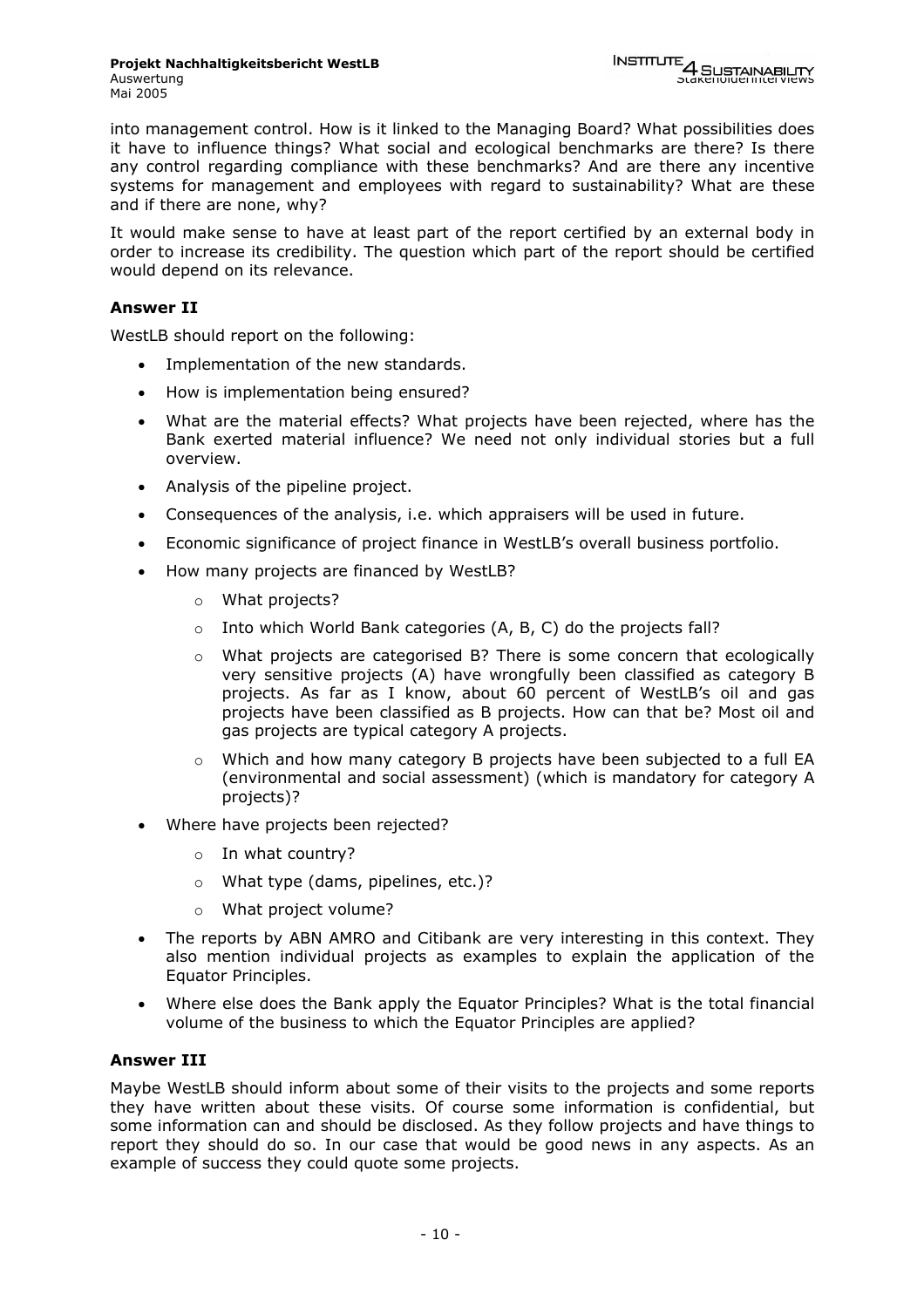into management control. How is it linked to the Managing Board? What possibilities does it have to influence things? What social and ecological benchmarks are there? Is there any control regarding compliance with these benchmarks? And are there any incentive systems for management and employees with regard to sustainability? What are these and if there are none, why?

It would make sense to have at least part of the report certified by an external body in order to increase its credibility. The question which part of the report should be certified would depend on its relevance.

### Answer II

WestLB should report on the following:

- Implementation of the new standards.
- How is implementation being ensured?
- What are the material effects? What projects have been rejected, where has the Bank exerted material influence? We need not only individual stories but a full overview.
- Analysis of the pipeline project.
- Consequences of the analysis, i.e. which appraisers will be used in future.
- Economic significance of project finance in WestLB's overall business portfolio.
- How many projects are financed by WestLB?
  - What projects?
  - Into which World Bank categories (A, B, C) do the projects fall?
  - What projects are categorised B? There is some concern that ecologically very sensitive projects (A) have wrongfully been classified as category B projects. As far as I know, about 60 percent of WestLB's oil and gas projects have been classified as B projects. How can that be? Most oil and gas projects are typical category A projects.
  - Which and how many category B projects have been subjected to a full EA (environmental and social assessment) (which is mandatory for category A projects)?
- Where have projects been rejected?
  - In what country?
  - What type (dams, pipelines, etc.)?
  - What project volume?
- The reports by ABN AMRO and Citibank are very interesting in this context. They also mention individual projects as examples to explain the application of the Equator Principles.
- Where else does the Bank apply the Equator Principles? What is the total financial volume of the business to which the Equator Principles are applied?

### Answer III

Maybe WestLB should inform about some of their visits to the projects and some reports they have written about these visits. Of course some information is confidential, but some information can and should be disclosed. As they follow projects and have things to report they should do so. In our case that would be good news in any aspects. As an example of success they could quote some projects.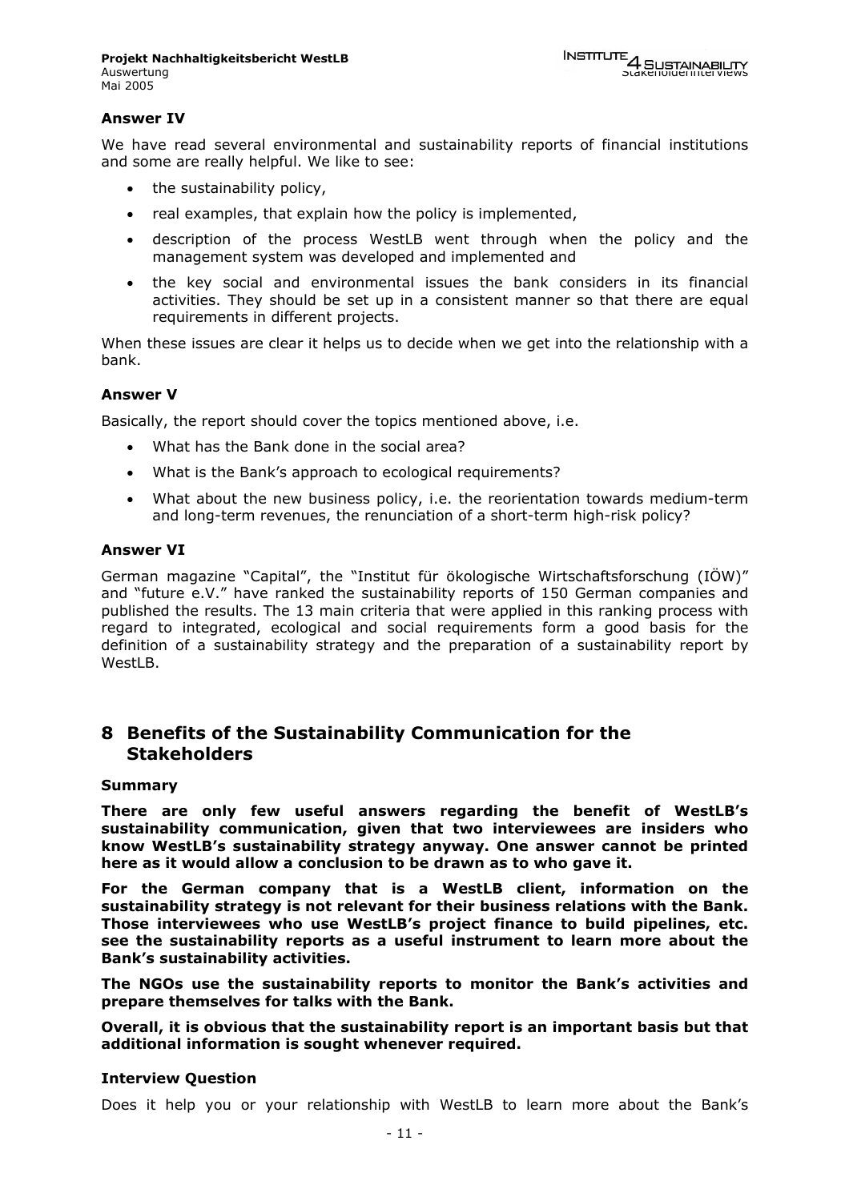**Answer IV**

We have read several environmental and sustainability reports of financial institutions and some are really helpful. We like to see:

- the sustainability policy,
- real examples, that explain how the policy is implemented,
- description of the process WestLB went through when the policy and the management system was developed and implemented and
- the key social and environmental issues the bank considers in its financial activities. They should be set up in a consistent manner so that there are equal requirements in different projects.

When these issues are clear it helps us to decide when we get into the relationship with a bank.

**Answer V**

Basically, the report should cover the topics mentioned above, i.e.

- What has the Bank done in the social area?
- What is the Bank's approach to ecological requirements?
- What about the new business policy, i.e. the reorientation towards medium-term and long-term revenues, the renunciation of a short-term high-risk policy?

**Answer VI**

German magazine "Capital", the "Institut für ökologische Wirtschaftsforschung (IÖW)" and "future e.V." have ranked the sustainability reports of 150 German companies and published the results. The 13 main criteria that were applied in this ranking process with regard to integrated, ecological and social requirements form a good basis for the definition of a sustainability strategy and the preparation of a sustainability report by WestLB.

## 8 Benefits of the Sustainability Communication for the Stakeholders

**Summary**

**There are only few useful answers regarding the benefit of WestLB's sustainability communication, given that two interviewees are insiders who know WestLB's sustainability strategy anyway. One answer cannot be printed here as it would allow a conclusion to be drawn as to who gave it.**

**For the German company that is a WestLB client, information on the sustainability strategy is not relevant for their business relations with the Bank. Those interviewees who use WestLB's project finance to build pipelines, etc. see the sustainability reports as a useful instrument to learn more about the Bank's sustainability activities.**

**The NGOs use the sustainability reports to monitor the Bank's activities and prepare themselves for talks with the Bank.**

**Overall, it is obvious that the sustainability report is an important basis but that additional information is sought whenever required.**

**Interview Question**

Does it help you or your relationship with WestLB to learn more about the Bank's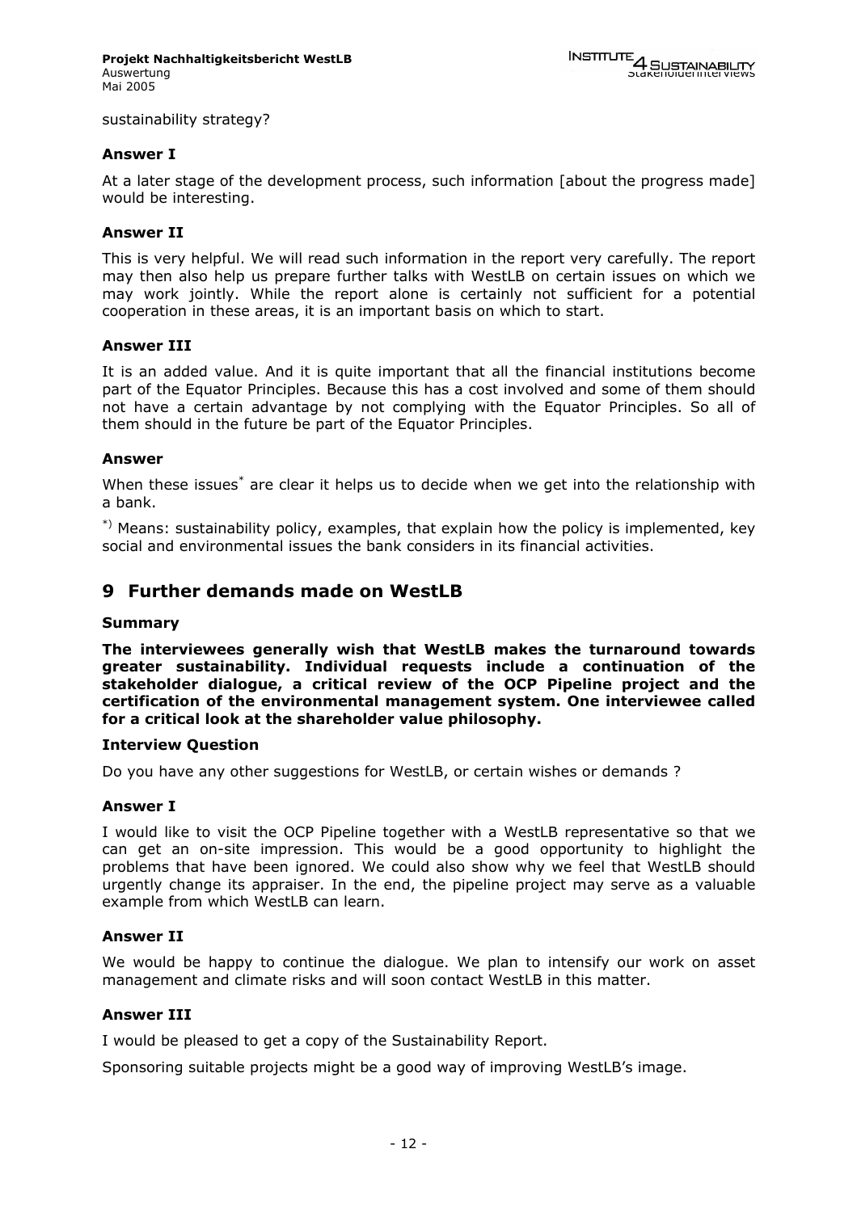sustainability strategy?

**Answer I**

At a later stage of the development process, such information [about the progress made] would be interesting.

**Answer II**

This is very helpful. We will read such information in the report very carefully. The report may then also help us prepare further talks with WestLB on certain issues on which we may work jointly. While the report alone is certainly not sufficient for a potential cooperation in these areas, it is an important basis on which to start.

**Answer III**

It is an added value. And it is quite important that all the financial institutions become part of the Equator Principles. Because this has a cost involved and some of them should not have a certain advantage by not complying with the Equator Principles. So all of them should in the future be part of the Equator Principles.

**Answer**

When these issues* are clear it helps us to decide when we get into the relationship with a bank.

*) Means: sustainability policy, examples, that explain how the policy is implemented, key social and environmental issues the bank considers in its financial activities.

## 9 Further demands made on WestLB

**Summary**

**The interviewees generally wish that WestLB makes the turnaround towards greater sustainability. Individual requests include a continuation of the stakeholder dialogue, a critical review of the OCP Pipeline project and the certification of the environmental management system. One interviewee called for a critical look at the shareholder value philosophy.**

**Interview Question**

Do you have any other suggestions for WestLB, or certain wishes or demands ?

**Answer I**

I would like to visit the OCP Pipeline together with a WestLB representative so that we can get an on-site impression. This would be a good opportunity to highlight the problems that have been ignored. We could also show why we feel that WestLB should urgently change its appraiser. In the end, the pipeline project may serve as a valuable example from which WestLB can learn.

**Answer II**

We would be happy to continue the dialogue. We plan to intensify our work on asset management and climate risks and will soon contact WestLB in this matter.

**Answer III**

I would be pleased to get a copy of the Sustainability Report.

Sponsoring suitable projects might be a good way of improving WestLB's image.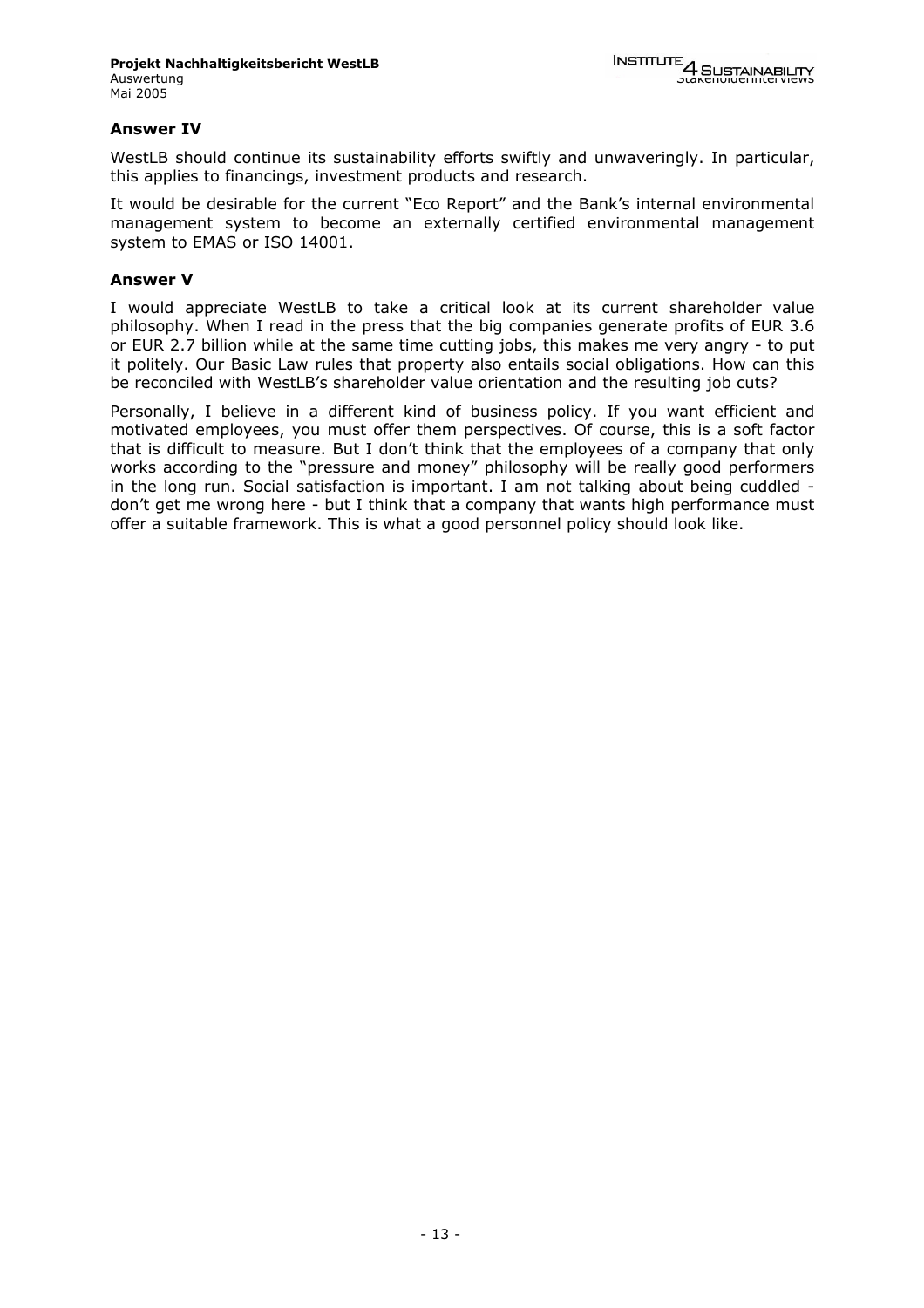### Answer IV

WestLB should continue its sustainability efforts swiftly and unwaveringly. In particular, this applies to financings, investment products and research.

It would be desirable for the current "Eco Report" and the Bank's internal environmental management system to become an externally certified environmental management system to EMAS or ISO 14001.

### Answer V

I would appreciate WestLB to take a critical look at its current shareholder value philosophy. When I read in the press that the big companies generate profits of EUR 3.6 or EUR 2.7 billion while at the same time cutting jobs, this makes me very angry - to put it politely. Our Basic Law rules that property also entails social obligations. How can this be reconciled with WestLB's shareholder value orientation and the resulting job cuts?

Personally, I believe in a different kind of business policy. If you want efficient and motivated employees, you must offer them perspectives. Of course, this is a soft factor that is difficult to measure. But I don't think that the employees of a company that only works according to the "pressure and money" philosophy will be really good performers in the long run. Social satisfaction is important. I am not talking about being cuddled - don't get me wrong here - but I think that a company that wants high performance must offer a suitable framework. This is what a good personnel policy should look like.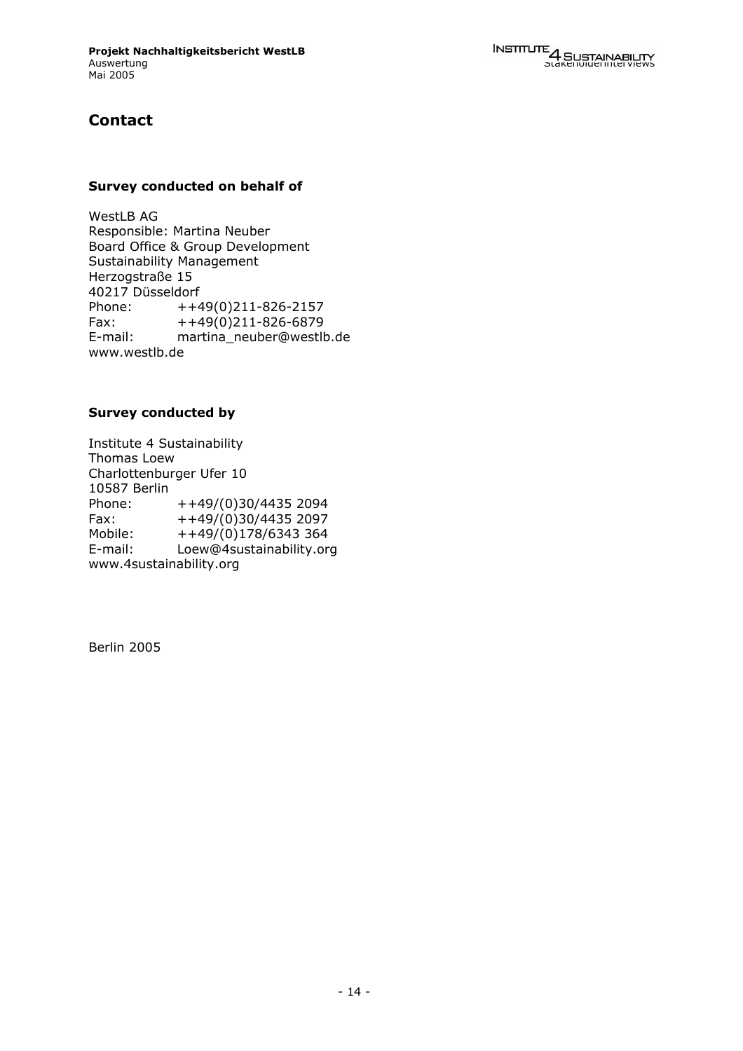## Contact

### Survey conducted on behalf of

WestLB AG
Responsible: Martina Neuber
Board Office & Group Development
Sustainability Management
Herzogstraße 15
40217 Düsseldorf
Phone: ++49(0)211-826-2157
Fax: ++49(0)211-826-6879
E-mail: martina_neuber@westlb.de
www.westlb.de

### Survey conducted by

Institute 4 Sustainability
Thomas Loew
Charlottenburger Ufer 10
10587 Berlin
Phone: ++49/(0)30/4435 2094
Fax: ++49/(0)30/4435 2097
Mobile: ++49/(0)178/6343 364
E-mail: Loew@4sustainability.org
www.4sustainability.org

Berlin 2005